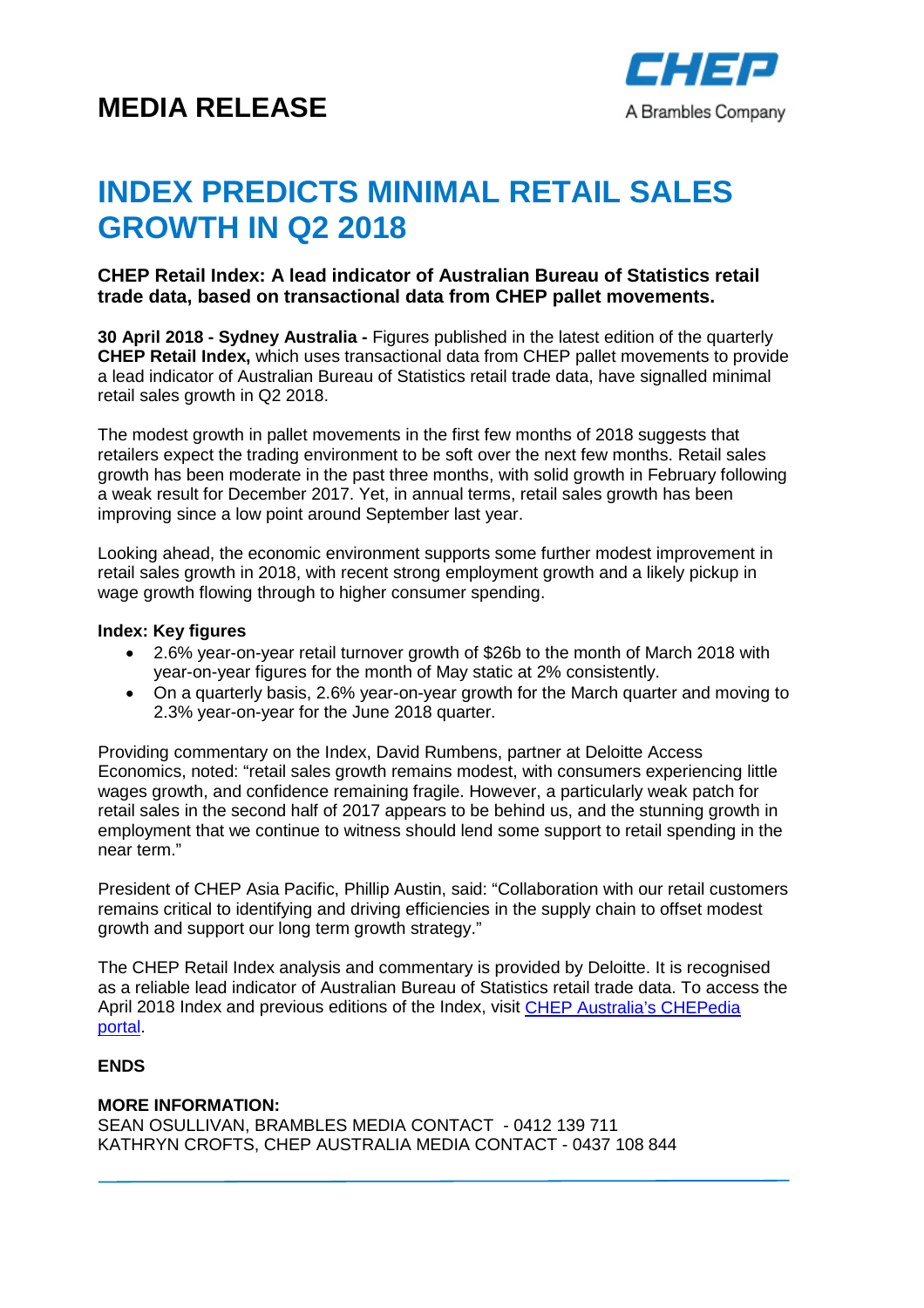# MEDIA RELEASE

CHEP
A Brambles Company

# INDEX PREDICTS MINIMAL RETAIL SALES GROWTH IN Q2 2018

### CHEP Retail Index: A lead indicator of Australian Bureau of Statistics retail trade data, based on transactional data from CHEP pallet movements.

**30 April 2018 - Sydney Australia -** Figures published in the latest edition of the quarterly **CHEP Retail Index,** which uses transactional data from CHEP pallet movements to provide a lead indicator of Australian Bureau of Statistics retail trade data, have signalled minimal retail sales growth in Q2 2018.

The modest growth in pallet movements in the first few months of 2018 suggests that retailers expect the trading environment to be soft over the next few months. Retail sales growth has been moderate in the past three months, with solid growth in February following a weak result for December 2017. Yet, in annual terms, retail sales growth has been improving since a low point around September last year.

Looking ahead, the economic environment supports some further modest improvement in retail sales growth in 2018, with recent strong employment growth and a likely pickup in wage growth flowing through to higher consumer spending.

**Index: Key figures**

- 2.6% year-on-year retail turnover growth of $26b to the month of March 2018 with year-on-year figures for the month of May static at 2% consistently.
- On a quarterly basis, 2.6% year-on-year growth for the March quarter and moving to 2.3% year-on-year for the June 2018 quarter.

Providing commentary on the Index, David Rumbens, partner at Deloitte Access Economics, noted: "retail sales growth remains modest, with consumers experiencing little wages growth, and confidence remaining fragile. However, a particularly weak patch for retail sales in the second half of 2017 appears to be behind us, and the stunning growth in employment that we continue to witness should lend some support to retail spending in the near term."

President of CHEP Asia Pacific, Phillip Austin, said: "Collaboration with our retail customers remains critical to identifying and driving efficiencies in the supply chain to offset modest growth and support our long term growth strategy."

The CHEP Retail Index analysis and commentary is provided by Deloitte. It is recognised as a reliable lead indicator of Australian Bureau of Statistics retail trade data. To access the April 2018 Index and previous editions of the Index, visit CHEP Australia's CHEPedia portal.

**ENDS**

**MORE INFORMATION:**
SEAN OSULLIVAN, BRAMBLES MEDIA CONTACT - 0412 139 711
KATHRYN CROFTS, CHEP AUSTRALIA MEDIA CONTACT - 0437 108 844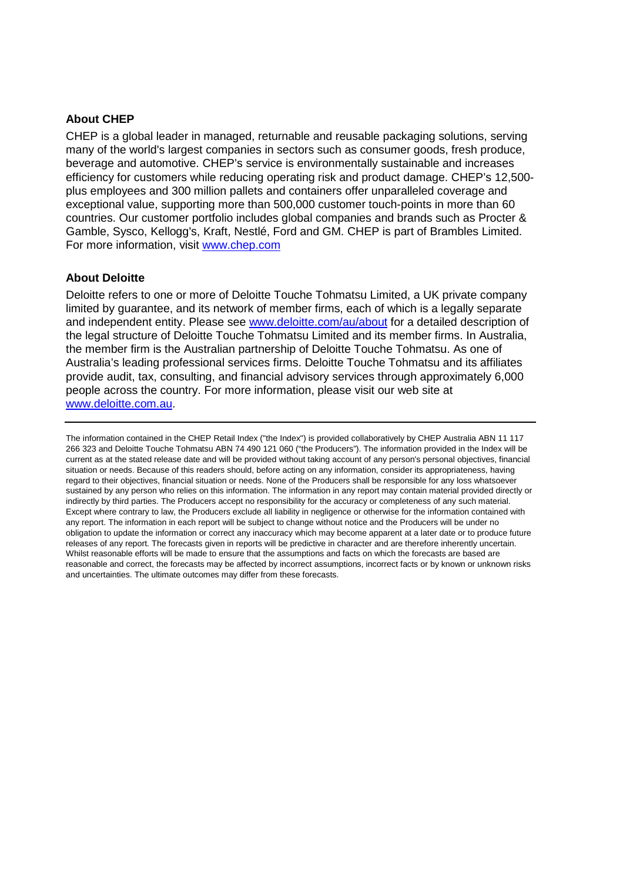## About CHEP

CHEP is a global leader in managed, returnable and reusable packaging solutions, serving many of the world's largest companies in sectors such as consumer goods, fresh produce, beverage and automotive. CHEP's service is environmentally sustainable and increases efficiency for customers while reducing operating risk and product damage. CHEP's 12,500-plus employees and 300 million pallets and containers offer unparalleled coverage and exceptional value, supporting more than 500,000 customer touch-points in more than 60 countries. Our customer portfolio includes global companies and brands such as Procter & Gamble, Sysco, Kellogg's, Kraft, Nestlé, Ford and GM. CHEP is part of Brambles Limited. For more information, visit [www.chep.com](http://www.chep.com)

## About Deloitte

Deloitte refers to one or more of Deloitte Touche Tohmatsu Limited, a UK private company limited by guarantee, and its network of member firms, each of which is a legally separate and independent entity. Please see [www.deloitte.com/au/about](http://www.deloitte.com/au/about) for a detailed description of the legal structure of Deloitte Touche Tohmatsu Limited and its member firms. In Australia, the member firm is the Australian partnership of Deloitte Touche Tohmatsu. As one of Australia's leading professional services firms. Deloitte Touche Tohmatsu and its affiliates provide audit, tax, consulting, and financial advisory services through approximately 6,000 people across the country. For more information, please visit our web site at [www.deloitte.com.au](http://www.deloitte.com.au).

---

The information contained in the CHEP Retail Index ("the Index") is provided collaboratively by CHEP Australia ABN 11 117 266 323 and Deloitte Touche Tohmatsu ABN 74 490 121 060 ("the Producers"). The information provided in the Index will be current as at the stated release date and will be provided without taking account of any person's personal objectives, financial situation or needs. Because of this readers should, before acting on any information, consider its appropriateness, having regard to their objectives, financial situation or needs. None of the Producers shall be responsible for any loss whatsoever sustained by any person who relies on this information. The information in any report may contain material provided directly or indirectly by third parties. The Producers accept no responsibility for the accuracy or completeness of any such material. Except where contrary to law, the Producers exclude all liability in negligence or otherwise for the information contained with any report. The information in each report will be subject to change without notice and the Producers will be under no obligation to update the information or correct any inaccuracy which may become apparent at a later date or to produce future releases of any report. The forecasts given in reports will be predictive in character and are therefore inherently uncertain. Whilst reasonable efforts will be made to ensure that the assumptions and facts on which the forecasts are based are reasonable and correct, the forecasts may be affected by incorrect assumptions, incorrect facts or by known or unknown risks and uncertainties. The ultimate outcomes may differ from these forecasts.